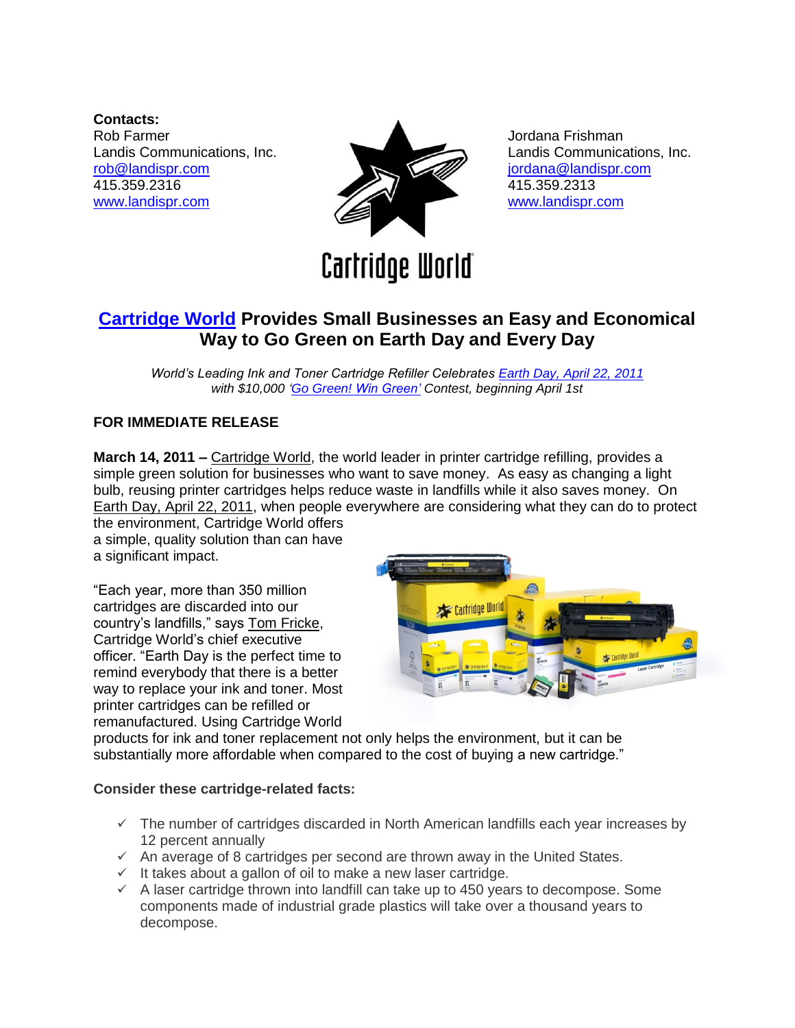**Contacts:**

Rob Farmer
Landis Communications, Inc.
rob@landispr.com
415.359.2316
www.landispr.com

Jordana Frishman
Landis Communications, Inc.
jordana@landispr.com
415.359.2313
www.landispr.com

Cartridge World

# Cartridge World Provides Small Businesses an Easy and Economical Way to Go Green on Earth Day and Every Day

*World's Leading Ink and Toner Cartridge Refiller Celebrates Earth Day, April 22, 2011 with $10,000 'Go Green! Win Green' Contest, beginning April 1st*

**FOR IMMEDIATE RELEASE**

**March 14, 2011 –** Cartridge World, the world leader in printer cartridge refilling, provides a simple green solution for businesses who want to save money. As easy as changing a light bulb, reusing printer cartridges helps reduce waste in landfills while it also saves money. On Earth Day, April 22, 2011, when people everywhere are considering what they can do to protect the environment, Cartridge World offers a simple, quality solution than can have a significant impact.

"Each year, more than 350 million cartridges are discarded into our country's landfills," says Tom Fricke, Cartridge World's chief executive officer. "Earth Day is the perfect time to remind everybody that there is a better way to replace your ink and toner. Most printer cartridges can be refilled or remanufactured. Using Cartridge World products for ink and toner replacement not only helps the environment, but it can be substantially more affordable when compared to the cost of buying a new cartridge."

**Consider these cartridge-related facts:**

- ✓ The number of cartridges discarded in North American landfills each year increases by 12 percent annually
- ✓ An average of 8 cartridges per second are thrown away in the United States.
- ✓ It takes about a gallon of oil to make a new laser cartridge.
- ✓ A laser cartridge thrown into landfill can take up to 450 years to decompose. Some components made of industrial grade plastics will take over a thousand years to decompose.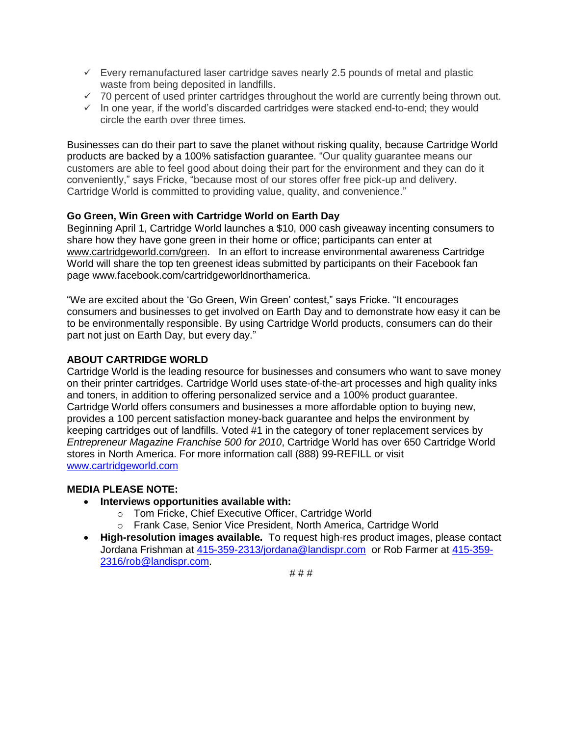- ✓ Every remanufactured laser cartridge saves nearly 2.5 pounds of metal and plastic waste from being deposited in landfills.
- ✓ 70 percent of used printer cartridges throughout the world are currently being thrown out.
- ✓ In one year, if the world's discarded cartridges were stacked end-to-end; they would circle the earth over three times.

Businesses can do their part to save the planet without risking quality, because Cartridge World products are backed by a 100% satisfaction guarantee. "Our quality guarantee means our customers are able to feel good about doing their part for the environment and they can do it conveniently," says Fricke, "because most of our stores offer free pick-up and delivery. Cartridge World is committed to providing value, quality, and convenience."

**Go Green, Win Green with Cartridge World on Earth Day**

Beginning April 1, Cartridge World launches a $10, 000 cash giveaway incenting consumers to share how they have gone green in their home or office; participants can enter at www.cartridgeworld.com/green. In an effort to increase environmental awareness Cartridge World will share the top ten greenest ideas submitted by participants on their Facebook fan page www.facebook.com/cartridgeworldnorthamerica.

"We are excited about the 'Go Green, Win Green' contest," says Fricke. "It encourages consumers and businesses to get involved on Earth Day and to demonstrate how easy it can be to be environmentally responsible. By using Cartridge World products, consumers can do their part not just on Earth Day, but every day."

**ABOUT CARTRIDGE WORLD**

Cartridge World is the leading resource for businesses and consumers who want to save money on their printer cartridges. Cartridge World uses state-of-the-art processes and high quality inks and toners, in addition to offering personalized service and a 100% product guarantee. Cartridge World offers consumers and businesses a more affordable option to buying new, provides a 100 percent satisfaction money-back guarantee and helps the environment by keeping cartridges out of landfills. Voted #1 in the category of toner replacement services by *Entrepreneur Magazine Franchise 500 for 2010*, Cartridge World has over 650 Cartridge World stores in North America. For more information call (888) 99-REFILL or visit www.cartridgeworld.com

**MEDIA PLEASE NOTE:**

- **Interviews opportunities available with:**
  - Tom Fricke, Chief Executive Officer, Cartridge World
  - Frank Case, Senior Vice President, North America, Cartridge World
- **High-resolution images available.** To request high-res product images, please contact Jordana Frishman at 415-359-2313/jordana@landispr.com or Rob Farmer at 415-359-2316/rob@landispr.com.

# # #